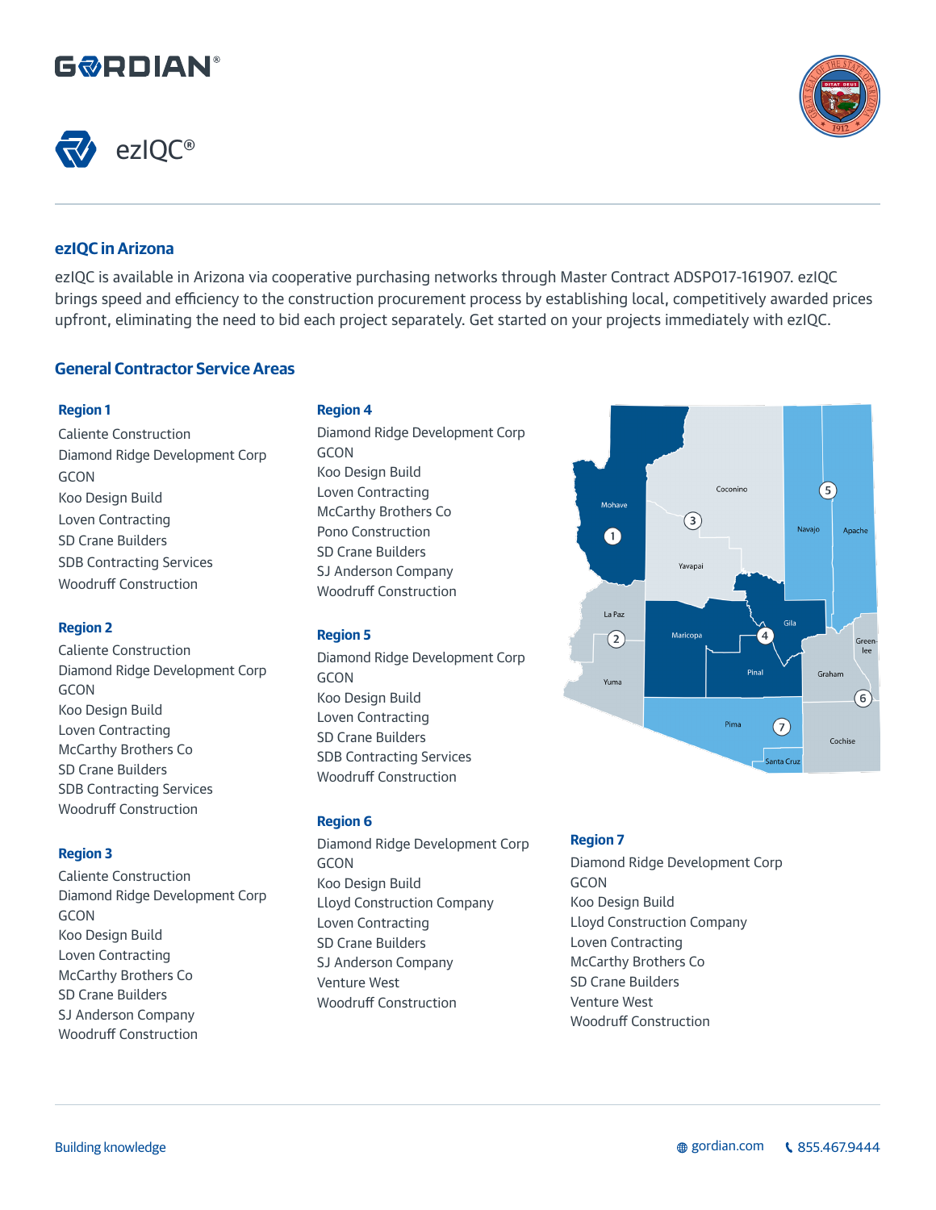GORDIAN®

ezIQC®

## ezIQC in Arizona

ezIQC is available in Arizona via cooperative purchasing networks through Master Contract ADSPO17-161907. ezIQC brings speed and efficiency to the construction procurement process by establishing local, competitively awarded prices upfront, eliminating the need to bid each project separately. Get started on your projects immediately with ezIQC.

## General Contractor Service Areas

### Region 1

- Caliente Construction
- Diamond Ridge Development Corp
- GCON
- Koo Design Build
- Loven Contracting
- SD Crane Builders
- SDB Contracting Services
- Woodruff Construction

### Region 2

- Caliente Construction
- Diamond Ridge Development Corp
- GCON
- Koo Design Build
- Loven Contracting
- McCarthy Brothers Co
- SD Crane Builders
- SDB Contracting Services
- Woodruff Construction

### Region 3

- Caliente Construction
- Diamond Ridge Development Corp
- GCON
- Koo Design Build
- Loven Contracting
- McCarthy Brothers Co
- SD Crane Builders
- SJ Anderson Company
- Woodruff Construction

### Region 4

- Diamond Ridge Development Corp
- GCON
- Koo Design Build
- Loven Contracting
- McCarthy Brothers Co
- Pono Construction
- SD Crane Builders
- SJ Anderson Company
- Woodruff Construction

### Region 5

- Diamond Ridge Development Corp
- GCON
- Koo Design Build
- Loven Contracting
- SD Crane Builders
- SDB Contracting Services
- Woodruff Construction

### Region 6

- Diamond Ridge Development Corp
- GCON
- Koo Design Build
- Lloyd Construction Company
- Loven Contracting
- SD Crane Builders
- SJ Anderson Company
- Venture West
- Woodruff Construction

### Region 7

- Diamond Ridge Development Corp
- GCON
- Koo Design Build
- Lloyd Construction Company
- Loven Contracting
- McCarthy Brothers Co
- SD Crane Builders
- Venture West
- Woodruff Construction

Building knowledge

gordian.com | 855.467.9444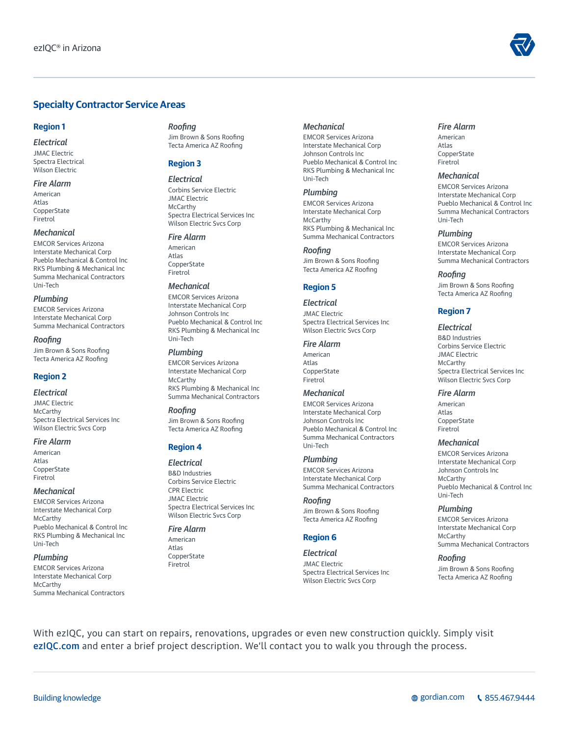## Specialty Contractor Service Areas

### Region 1

#### *Electrical*
JMAC Electric
Spectra Electrical
Wilson Electric

#### *Fire Alarm*
American
Atlas
CopperState
Firetrol

#### *Mechanical*
EMCOR Services Arizona
Interstate Mechanical Corp
Pueblo Mechanical & Control Inc
RKS Plumbing & Mechanical Inc
Summa Mechanical Contractors
Uni-Tech

#### *Plumbing*
EMCOR Services Arizona
Interstate Mechanical Corp
Summa Mechanical Contractors

#### *Roofing*
Jim Brown & Sons Roofing
Tecta America AZ Roofing

### Region 2

#### *Electrical*
JMAC Electric
McCarthy
Spectra Electrical Services Inc
Wilson Electric Svcs Corp

#### *Fire Alarm*
American
Atlas
CopperState
Firetrol

#### *Mechanical*
EMCOR Services Arizona
Interstate Mechanical Corp
McCarthy
Pueblo Mechanical & Control Inc
RKS Plumbing & Mechanical Inc
Uni-Tech

#### *Plumbing*
EMCOR Services Arizona
Interstate Mechanical Corp
McCarthy
Summa Mechanical Contractors

#### *Roofing*
Jim Brown & Sons Roofing
Tecta America AZ Roofing

### Region 3

#### *Electrical*
Corbins Service Electric
JMAC Electric
McCarthy
Spectra Electrical Services Inc
Wilson Electric Svcs Corp

#### *Fire Alarm*
American
Atlas
CopperState
Firetrol

#### *Mechanical*
EMCOR Services Arizona
Interstate Mechanical Corp
Johnson Controls Inc
Pueblo Mechanical & Control Inc
RKS Plumbing & Mechanical Inc
Uni-Tech

#### *Plumbing*
EMCOR Services Arizona
Interstate Mechanical Corp
McCarthy
RKS Plumbing & Mechanical Inc
Summa Mechanical Contractors

#### *Roofing*
Jim Brown & Sons Roofing
Tecta America AZ Roofing

### Region 4

#### *Electrical*
B&D Industries
Corbins Service Electric
CPR Electric
JMAC Electric
Spectra Electrical Services Inc
Wilson Electric Svcs Corp

#### *Fire Alarm*
American
Atlas
CopperState
Firetrol

#### *Mechanical*
EMCOR Services Arizona
Interstate Mechanical Corp
Johnson Controls Inc
Pueblo Mechanical & Control Inc
RKS Plumbing & Mechanical Inc
Uni-Tech

#### *Plumbing*
EMCOR Services Arizona
Interstate Mechanical Corp
McCarthy
RKS Plumbing & Mechanical Inc
Summa Mechanical Contractors

#### *Roofing*
Jim Brown & Sons Roofing
Tecta America AZ Roofing

### Region 5

#### *Electrical*
JMAC Electric
Spectra Electrical Services Inc
Wilson Electric Svcs Corp

#### *Fire Alarm*
American
Atlas
CopperState
Firetrol

#### *Mechanical*
EMCOR Services Arizona
Interstate Mechanical Corp
Johnson Controls Inc
Pueblo Mechanical & Control Inc
Summa Mechanical Contractors
Uni-Tech

#### *Plumbing*
EMCOR Services Arizona
Interstate Mechanical Corp
Summa Mechanical Contractors

#### *Roofing*
Jim Brown & Sons Roofing
Tecta America AZ Roofing

### Region 6

#### *Electrical*
JMAC Electric
Spectra Electrical Services Inc
Wilson Electric Svcs Corp

#### *Fire Alarm*
American
Atlas
CopperState
Firetrol

#### *Mechanical*
EMCOR Services Arizona
Interstate Mechanical Corp
Pueblo Mechanical & Control Inc
Summa Mechanical Contractors
Uni-Tech

#### *Plumbing*
EMCOR Services Arizona
Interstate Mechanical Corp
Summa Mechanical Contractors

#### *Roofing*
Jim Brown & Sons Roofing
Tecta America AZ Roofing

### Region 7

#### *Electrical*
B&D Industries
Corbins Service Electric
JMAC Electric
McCarthy
Spectra Electrical Services Inc
Wilson Electric Svcs Corp

#### *Fire Alarm*
American
Atlas
CopperState
Firetrol

#### *Mechanical*
EMCOR Services Arizona
Interstate Mechanical Corp
Johnson Controls Inc
McCarthy
Pueblo Mechanical & Control Inc
Uni-Tech

#### *Plumbing*
EMCOR Services Arizona
Interstate Mechanical Corp
McCarthy
Summa Mechanical Contractors

#### *Roofing*
Jim Brown & Sons Roofing
Tecta America AZ Roofing

With ezIQC, you can start on repairs, renovations, upgrades or even new construction quickly. Simply visit **ezIQC.com** and enter a brief project description. We'll contact you to walk you through the process.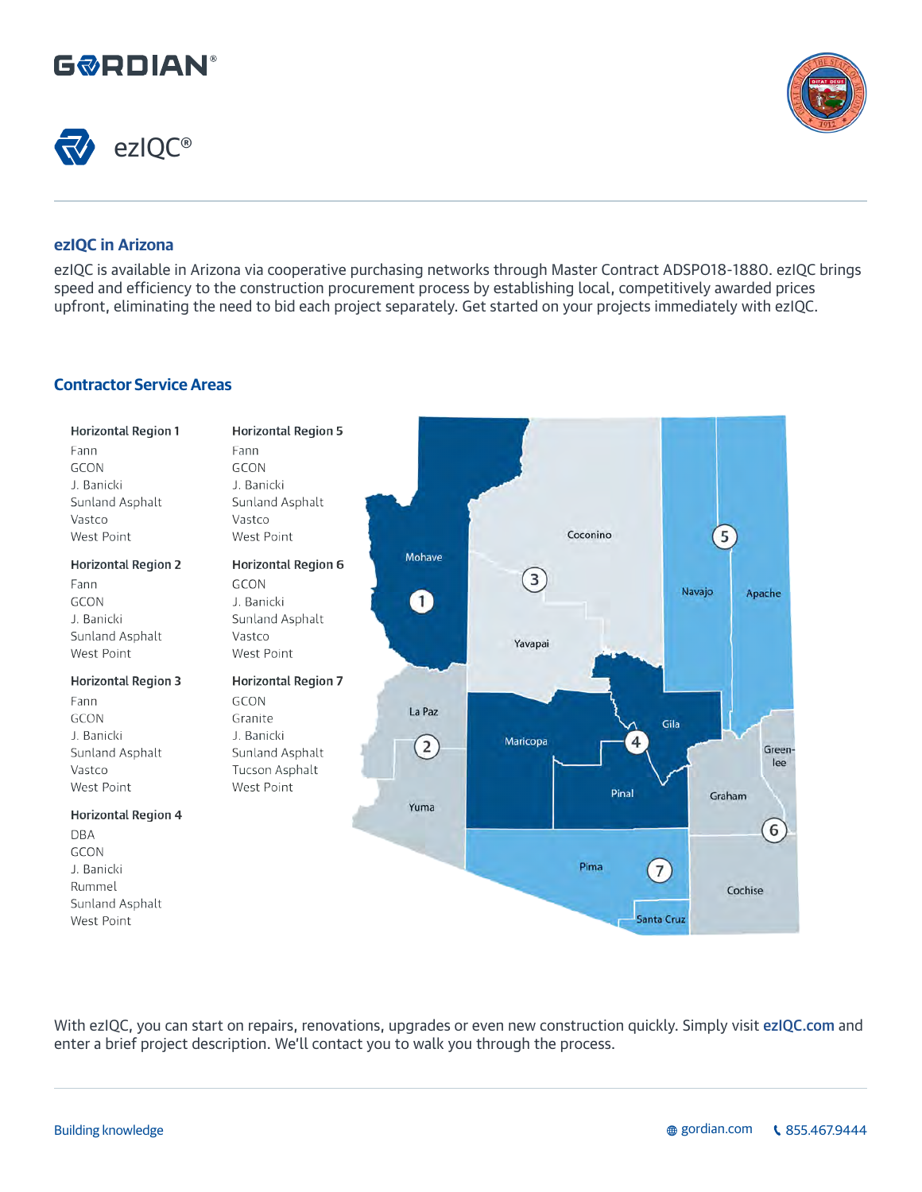GORDIAN®

ezIQC®

## ezIQC in Arizona

ezIQC is available in Arizona via cooperative purchasing networks through Master Contract ADSPO18-1880. ezIQC brings speed and efficiency to the construction procurement process by establishing local, competitively awarded prices upfront, eliminating the need to bid each project separately. Get started on your projects immediately with ezIQC.

## Contractor Service Areas

**Horizontal Region 1**
Fann
GCON
J. Banicki
Sunland Asphalt
Vastco
West Point

**Horizontal Region 2**
Fann
GCON
J. Banicki
Sunland Asphalt
West Point

**Horizontal Region 3**
Fann
GCON
J. Banicki
Sunland Asphalt
Vastco
West Point

**Horizontal Region 4**
DBA
GCON
J. Banicki
Rummel
Sunland Asphalt
West Point

**Horizontal Region 5**
Fann
GCON
J. Banicki
Sunland Asphalt
Vastco
West Point

**Horizontal Region 6**
GCON
J. Banicki
Sunland Asphalt
Vastco
West Point

**Horizontal Region 7**
GCON
Granite
J. Banicki
Sunland Asphalt
Tucson Asphalt
West Point

Mohave
1
Coconino
3
Yavapai
5
Navajo
Apache
La Paz
2
Yuma
Maricopa
4
Gila
Pinal
Green-lee
Graham
6
Pima
7
Santa Cruz
Cochise

With ezIQC, you can start on repairs, renovations, upgrades or even new construction quickly. Simply visit **ezIQC.com** and enter a brief project description. We'll contact you to walk you through the process.

Building knowledge

gordian.com 855.467.9444